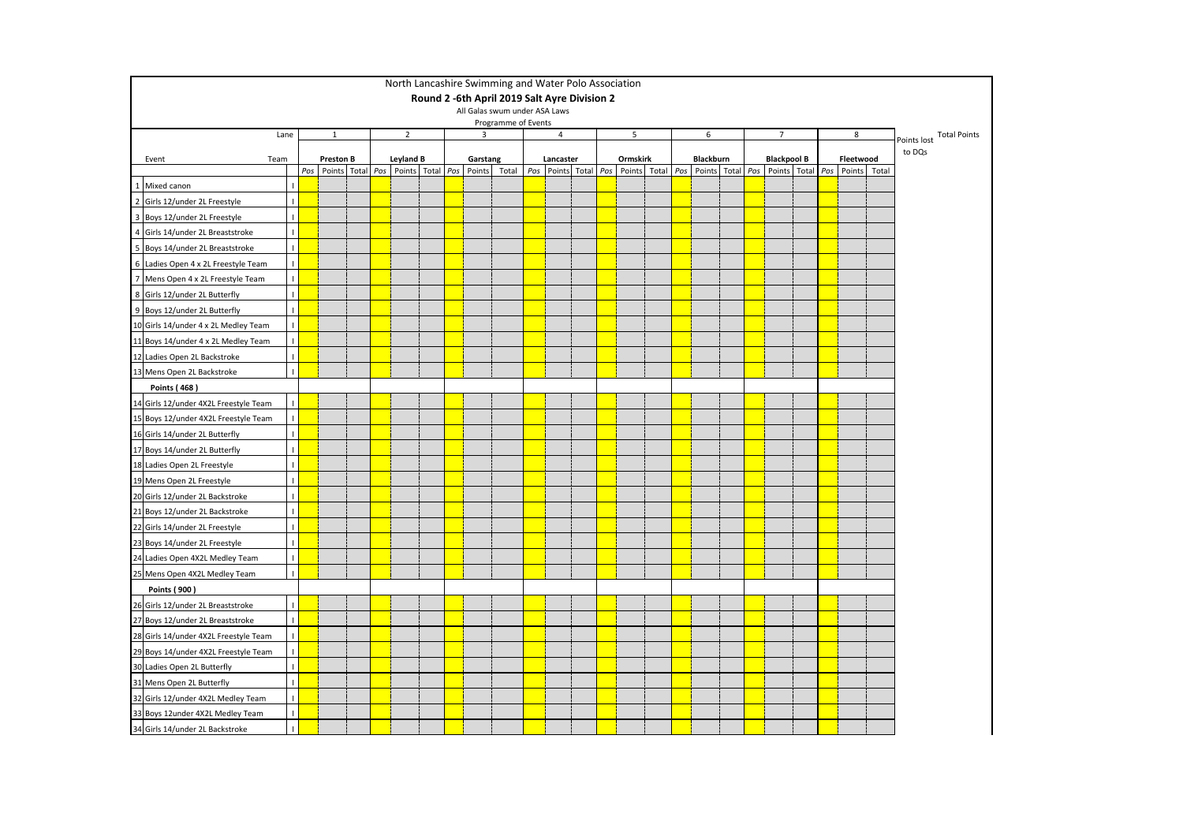# North Lancashire Swimming and Water Polo Association

## Round 2 -6th April 2019 Salt Ayre Division 2

All Galas swum under ASA Laws

Programme of Events

| | Lane | | 1 | | | 2 | | | 3 | | | 4 | | | 5 | | | 6 | | | 7 | | | 8 | | | Points lost to DQs | Total Points |
|---|---|---|---|---|---|---|---|---|---|---|---|---|---|---|---|---|---|---|---|---|---|---|---|---|---|---|---|---|
| Event | Team | | Preston B | | | Leyland B | | | Garstang | | | Lancaster | | | Ormskirk | | | Blackburn | | | Blackpool B | | | Fleetwood | | | | |
| | | | Pos | Points | Total | Pos | Points | Total | Pos | Points | Total | Pos | Points | Total | Pos | Points | Total | Pos | Points | Total | Pos | Points | Total | Pos | Points | Total | | |
| 1 | Mixed canon | I | | | | | | | | | | | | | | | | | | | | | | | | | | |
| 2 | Girls 12/under 2L Freestyle | I | | | | | | | | | | | | | | | | | | | | | | | | | | |
| 3 | Boys 12/under 2L Freestyle | I | | | | | | | | | | | | | | | | | | | | | | | | | | |
| 4 | Girls 14/under 2L Breaststroke | I | | | | | | | | | | | | | | | | | | | | | | | | | | |
| 5 | Boys 14/under 2L Breaststroke | I | | | | | | | | | | | | | | | | | | | | | | | | | | |
| 6 | Ladies Open 4 x 2L Freestyle Team | I | | | | | | | | | | | | | | | | | | | | | | | | | | |
| 7 | Mens Open 4 x 2L Freestyle Team | I | | | | | | | | | | | | | | | | | | | | | | | | | | |
| 8 | Girls 12/under 2L Butterfly | I | | | | | | | | | | | | | | | | | | | | | | | | | | |
| 9 | Boys 12/under 2L Butterfly | I | | | | | | | | | | | | | | | | | | | | | | | | | | |
| 10 | Girls 14/under 4 x 2L Medley Team | I | | | | | | | | | | | | | | | | | | | | | | | | | | |
| 11 | Boys 14/under 4 x 2L Medley Team | I | | | | | | | | | | | | | | | | | | | | | | | | | | |
| 12 | Ladies Open 2L Backstroke | I | | | | | | | | | | | | | | | | | | | | | | | | | | |
| 13 | Mens Open 2L Backstroke | I | | | | | | | | | | | | | | | | | | | | | | | | | | |
| | **Points ( 468 )** | | | | | | | | | | | | | | | | | | | | | | | | | | | |
| 14 | Girls 12/under 4X2L Freestyle Team | I | | | | | | | | | | | | | | | | | | | | | | | | | | |
| 15 | Boys 12/under 4X2L Freestyle Team | I | | | | | | | | | | | | | | | | | | | | | | | | | | |
| 16 | Girls 14/under 2L Butterfly | I | | | | | | | | | | | | | | | | | | | | | | | | | | |
| 17 | Boys 14/under 2L Butterfly | I | | | | | | | | | | | | | | | | | | | | | | | | | | |
| 18 | Ladies Open 2L Freestyle | I | | | | | | | | | | | | | | | | | | | | | | | | | | |
| 19 | Mens Open 2L Freestyle | I | | | | | | | | | | | | | | | | | | | | | | | | | | |
| 20 | Girls 12/under 2L Backstroke | I | | | | | | | | | | | | | | | | | | | | | | | | | | |
| 21 | Boys 12/under 2L Backstroke | I | | | | | | | | | | | | | | | | | | | | | | | | | | |
| 22 | Girls 14/under 2L Freestyle | I | | | | | | | | | | | | | | | | | | | | | | | | | | |
| 23 | Boys 14/under 2L Freestyle | I | | | | | | | | | | | | | | | | | | | | | | | | | | |
| 24 | Ladies Open 4X2L Medley Team | I | | | | | | | | | | | | | | | | | | | | | | | | | | |
| 25 | Mens Open 4X2L Medley Team | I | | | | | | | | | | | | | | | | | | | | | | | | | | |
| | **Points ( 900 )** | | | | | | | | | | | | | | | | | | | | | | | | | | | |
| 26 | Girls 12/under 2L Breaststroke | I | | | | | | | | | | | | | | | | | | | | | | | | | | |
| 27 | Boys 12/under 2L Breaststroke | I | | | | | | | | | | | | | | | | | | | | | | | | | | |
| 28 | Girls 14/under 4X2L Freestyle Team | I | | | | | | | | | | | | | | | | | | | | | | | | | | |
| 29 | Boys 14/under 4X2L Freestyle Team | I | | | | | | | | | | | | | | | | | | | | | | | | | | |
| 30 | Ladies Open 2L Butterfly | I | | | | | | | | | | | | | | | | | | | | | | | | | | |
| 31 | Mens Open 2L Butterfly | I | | | | | | | | | | | | | | | | | | | | | | | | | | |
| 32 | Girls 12/under 4X2L Medley Team | I | | | | | | | | | | | | | | | | | | | | | | | | | | |
| 33 | Boys 12under 4X2L Medley Team | I | | | | | | | | | | | | | | | | | | | | | | | | | | |
| 34 | Girls 14/under 2L Backstroke | I | | | | | | | | | | | | | | | | | | | | | | | | | | |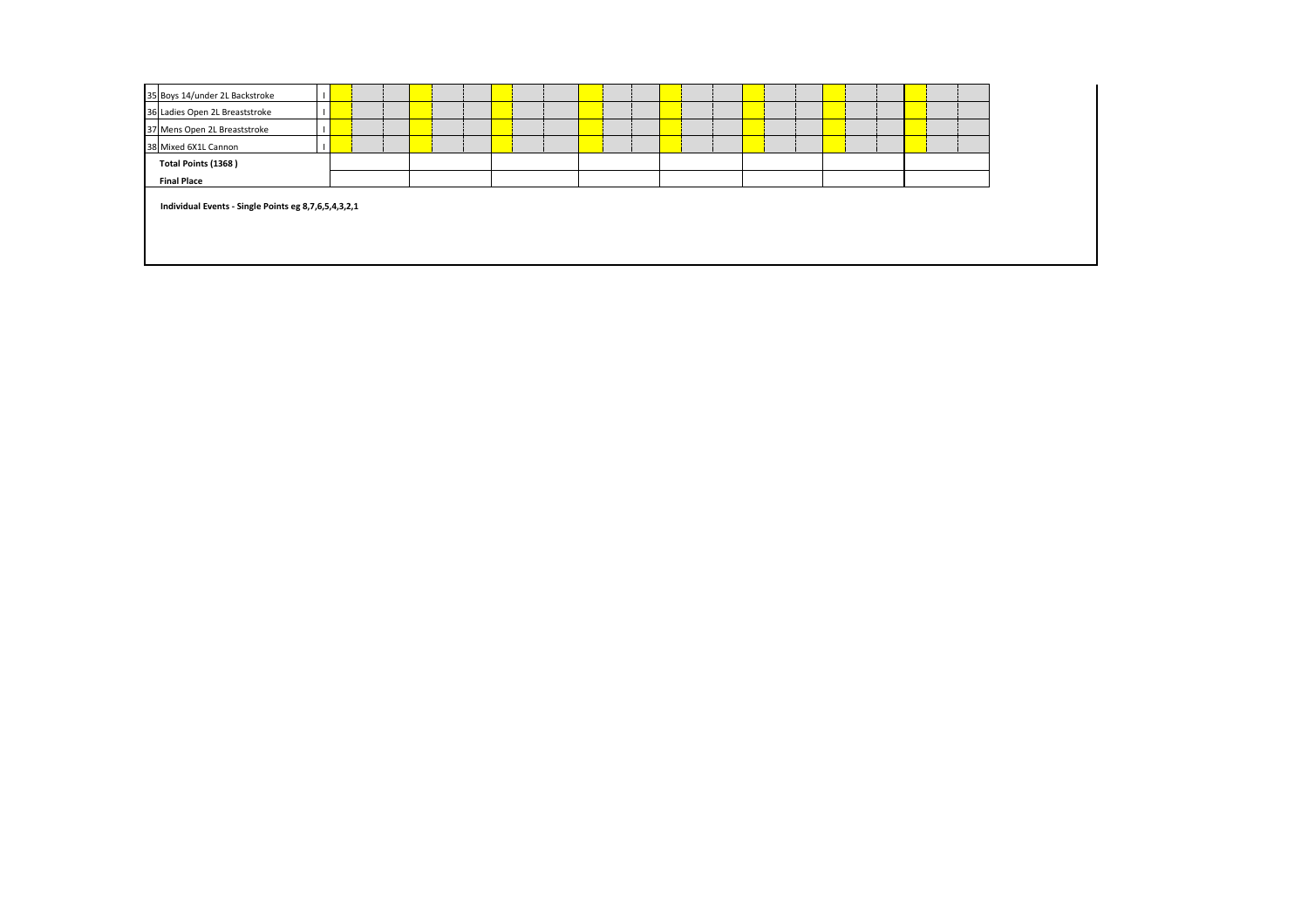| | | | | | | | | | | |
|---|---|---|---|---|---|---|---|---|---|---|
| 35 | Boys 14/under 2L Backstroke | I | | | | | | | | |
| 36 | Ladies Open 2L Breaststroke | I | | | | | | | | |
| 37 | Mens Open 2L Breaststroke | I | | | | | | | | |
| 38 | Mixed 6X1L Cannon | I | | | | | | | | |
| | **Total Points (1368 )** | | | | | | | | | |
| | **Final Place** | | | | | | | | | |

**Individual Events - Single Points eg 8,7,6,5,4,3,2,1**